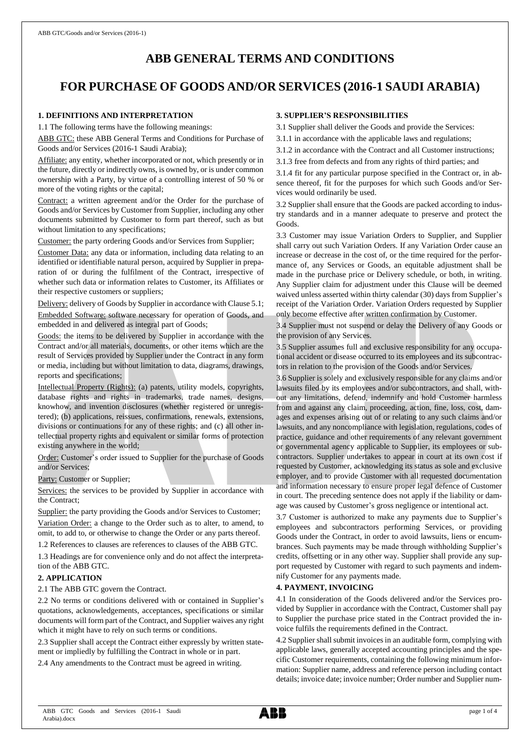# ABB GENERAL TERMS AND CONDITIONS

# FOR PURCHASE OF GOODS AND/OR SERVICES (2016-1 SAUDI ARABIA)

## 1. DEFINITIONS AND INTERPRETATION

1.1 The following terms have the following meanings:

ABB GTC: these ABB General Terms and Conditions for Purchase of Goods and/or Services (2016-1 Saudi Arabia);

Affiliate: any entity, whether incorporated or not, which presently or in the future, directly or indirectly owns, is owned by, or is under common ownership with a Party, by virtue of a controlling interest of 50 % or more of the voting rights or the capital;

Contract: a written agreement and/or the Order for the purchase of Goods and/or Services by Customer from Supplier, including any other documents submitted by Customer to form part thereof, such as but without limitation to any specifications;

Customer: the party ordering Goods and/or Services from Supplier;

Customer Data: any data or information, including data relating to an identified or identifiable natural person, acquired by Supplier in preparation of or during the fulfilment of the Contract, irrespective of whether such data or information relates to Customer, its Affiliates or their respective customers or suppliers;

Delivery: delivery of Goods by Supplier in accordance with Clause 5.1;

Embedded Software: software necessary for operation of Goods, and embedded in and delivered as integral part of Goods;

Goods: the items to be delivered by Supplier in accordance with the Contract and/or all materials, documents, or other items which are the result of Services provided by Supplier under the Contract in any form or media, including but without limitation to data, diagrams, drawings, reports and specifications;

Intellectual Property (Rights): (a) patents, utility models, copyrights, database rights and rights in trademarks, trade names, designs, knowhow, and invention disclosures (whether registered or unregistered); (b) applications, reissues, confirmations, renewals, extensions, divisions or continuations for any of these rights; and (c) all other intellectual property rights and equivalent or similar forms of protection existing anywhere in the world;

Order: Customer's order issued to Supplier for the purchase of Goods and/or Services;

Party: Customer or Supplier;

Services: the services to be provided by Supplier in accordance with the Contract;

Supplier: the party providing the Goods and/or Services to Customer;

Variation Order: a change to the Order such as to alter, to amend, to omit, to add to, or otherwise to change the Order or any parts thereof.

1.2 References to clauses are references to clauses of the ABB GTC.

1.3 Headings are for convenience only and do not affect the interpretation of the ABB GTC.

## 2. APPLICATION

2.1 The ABB GTC govern the Contract.

2.2 No terms or conditions delivered with or contained in Supplier's quotations, acknowledgements, acceptances, specifications or similar documents will form part of the Contract, and Supplier waives any right which it might have to rely on such terms or conditions.

2.3 Supplier shall accept the Contract either expressly by written statement or impliedly by fulfilling the Contract in whole or in part.

2.4 Any amendments to the Contract must be agreed in writing.

## 3. SUPPLIER'S RESPONSIBILITIES

3.1 Supplier shall deliver the Goods and provide the Services:

3.1.1 in accordance with the applicable laws and regulations;

3.1.2 in accordance with the Contract and all Customer instructions;

3.1.3 free from defects and from any rights of third parties; and

3.1.4 fit for any particular purpose specified in the Contract or, in absence thereof, fit for the purposes for which such Goods and/or Services would ordinarily be used.

3.2 Supplier shall ensure that the Goods are packed according to industry standards and in a manner adequate to preserve and protect the Goods.

3.3 Customer may issue Variation Orders to Supplier, and Supplier shall carry out such Variation Orders. If any Variation Order cause an increase or decrease in the cost of, or the time required for the performance of, any Services or Goods, an equitable adjustment shall be made in the purchase price or Delivery schedule, or both, in writing. Any Supplier claim for adjustment under this Clause will be deemed waived unless asserted within thirty calendar (30) days from Supplier's receipt of the Variation Order. Variation Orders requested by Supplier only become effective after written confirmation by Customer.

3.4 Supplier must not suspend or delay the Delivery of any Goods or the provision of any Services.

3.5 Supplier assumes full and exclusive responsibility for any occupational accident or disease occurred to its employees and its subcontractors in relation to the provision of the Goods and/or Services.

3.6 Supplier is solely and exclusively responsible for any claims and/or lawsuits filed by its employees and/or subcontractors, and shall, without any limitations, defend, indemnify and hold Customer harmless from and against any claim, proceeding, action, fine, loss, cost, damages and expenses arising out of or relating to any such claims and/or lawsuits, and any noncompliance with legislation, regulations, codes of practice, guidance and other requirements of any relevant government or governmental agency applicable to Supplier, its employees or subcontractors. Supplier undertakes to appear in court at its own cost if requested by Customer, acknowledging its status as sole and exclusive employer, and to provide Customer with all requested documentation and information necessary to ensure proper legal defence of Customer in court. The preceding sentence does not apply if the liability or damage was caused by Customer's gross negligence or intentional act.

3.7 Customer is authorized to make any payments due to Supplier's employees and subcontractors performing Services, or providing Goods under the Contract, in order to avoid lawsuits, liens or encumbrances. Such payments may be made through withholding Supplier's credits, offsetting or in any other way. Supplier shall provide any support requested by Customer with regard to such payments and indemnify Customer for any payments made.

## 4. PAYMENT, INVOICING

4.1 In consideration of the Goods delivered and/or the Services provided by Supplier in accordance with the Contract, Customer shall pay to Supplier the purchase price stated in the Contract provided the invoice fulfils the requirements defined in the Contract.

4.2 Supplier shall submit invoices in an auditable form, complying with applicable laws, generally accepted accounting principles and the specific Customer requirements, containing the following minimum information: Supplier name, address and reference person including contact details; invoice date; invoice number; Order number and Supplier num-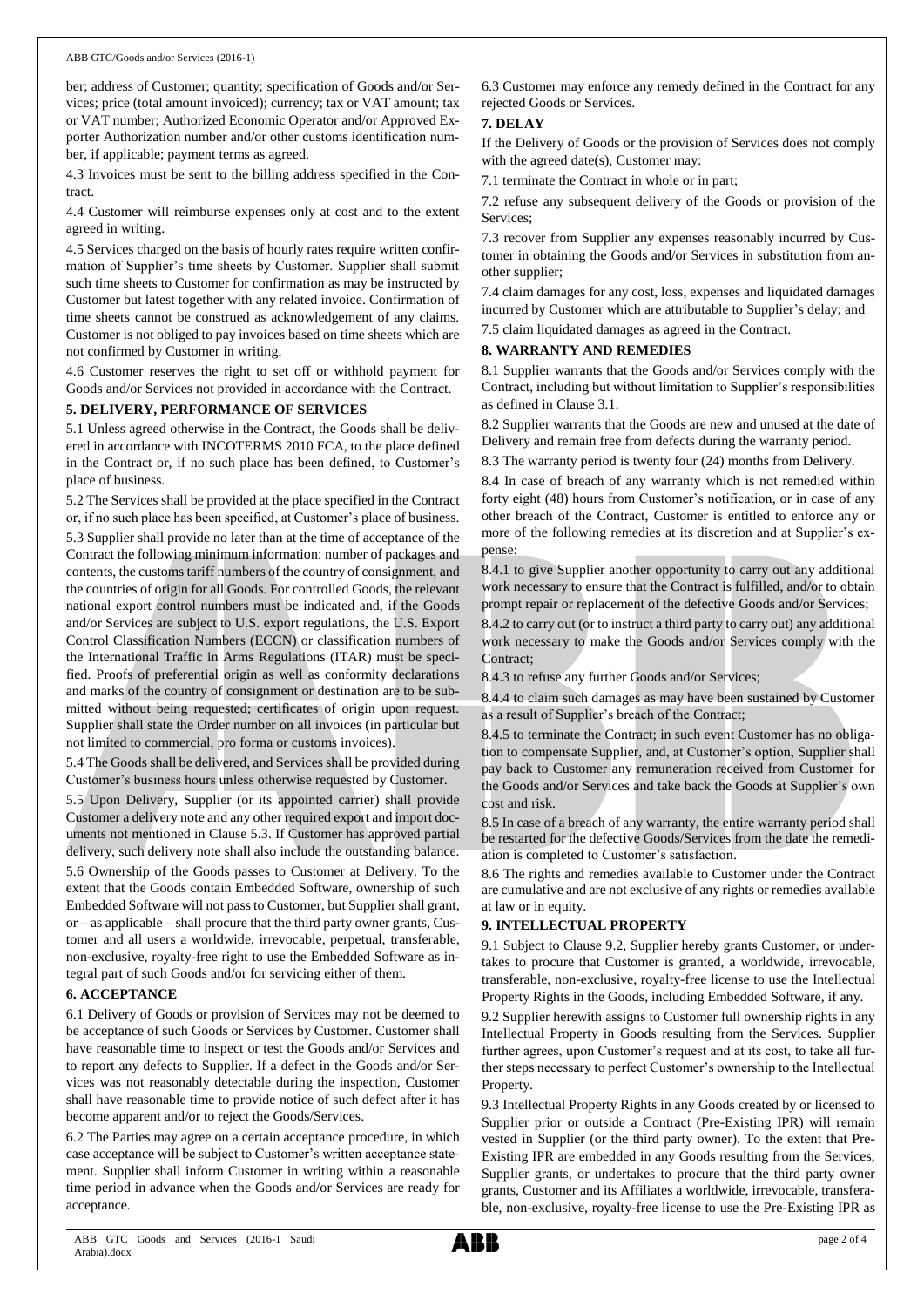ber; address of Customer; quantity; specification of Goods and/or Services; price (total amount invoiced); currency; tax or VAT amount; tax or VAT number; Authorized Economic Operator and/or Approved Exporter Authorization number and/or other customs identification number, if applicable; payment terms as agreed.

4.3 Invoices must be sent to the billing address specified in the Contract.

4.4 Customer will reimburse expenses only at cost and to the extent agreed in writing.

4.5 Services charged on the basis of hourly rates require written confirmation of Supplier's time sheets by Customer. Supplier shall submit such time sheets to Customer for confirmation as may be instructed by Customer but latest together with any related invoice. Confirmation of time sheets cannot be construed as acknowledgement of any claims. Customer is not obliged to pay invoices based on time sheets which are not confirmed by Customer in writing.

4.6 Customer reserves the right to set off or withhold payment for Goods and/or Services not provided in accordance with the Contract.

## 5. DELIVERY, PERFORMANCE OF SERVICES

5.1 Unless agreed otherwise in the Contract, the Goods shall be delivered in accordance with INCOTERMS 2010 FCA, to the place defined in the Contract or, if no such place has been defined, to Customer's place of business.

5.2 The Services shall be provided at the place specified in the Contract or, if no such place has been specified, at Customer's place of business.

5.3 Supplier shall provide no later than at the time of acceptance of the Contract the following minimum information: number of packages and contents, the customs tariff numbers of the country of consignment, and the countries of origin for all Goods. For controlled Goods, the relevant national export control numbers must be indicated and, if the Goods and/or Services are subject to U.S. export regulations, the U.S. Export Control Classification Numbers (ECCN) or classification numbers of the International Traffic in Arms Regulations (ITAR) must be specified. Proofs of preferential origin as well as conformity declarations and marks of the country of consignment or destination are to be submitted without being requested; certificates of origin upon request. Supplier shall state the Order number on all invoices (in particular but not limited to commercial, pro forma or customs invoices).

5.4 The Goods shall be delivered, and Services shall be provided during Customer's business hours unless otherwise requested by Customer.

5.5 Upon Delivery, Supplier (or its appointed carrier) shall provide Customer a delivery note and any other required export and import documents not mentioned in Clause 5.3. If Customer has approved partial delivery, such delivery note shall also include the outstanding balance.

5.6 Ownership of the Goods passes to Customer at Delivery. To the extent that the Goods contain Embedded Software, ownership of such Embedded Software will not pass to Customer, but Supplier shall grant, or – as applicable – shall procure that the third party owner grants, Customer and all users a worldwide, irrevocable, perpetual, transferable, non-exclusive, royalty-free right to use the Embedded Software as integral part of such Goods and/or for servicing either of them.

## 6. ACCEPTANCE

6.1 Delivery of Goods or provision of Services may not be deemed to be acceptance of such Goods or Services by Customer. Customer shall have reasonable time to inspect or test the Goods and/or Services and to report any defects to Supplier. If a defect in the Goods and/or Services was not reasonably detectable during the inspection, Customer shall have reasonable time to provide notice of such defect after it has become apparent and/or to reject the Goods/Services.

6.2 The Parties may agree on a certain acceptance procedure, in which case acceptance will be subject to Customer's written acceptance statement. Supplier shall inform Customer in writing within a reasonable time period in advance when the Goods and/or Services are ready for acceptance.

6.3 Customer may enforce any remedy defined in the Contract for any rejected Goods or Services.

## 7. DELAY

If the Delivery of Goods or the provision of Services does not comply with the agreed date(s), Customer may:

7.1 terminate the Contract in whole or in part;

7.2 refuse any subsequent delivery of the Goods or provision of the Services;

7.3 recover from Supplier any expenses reasonably incurred by Customer in obtaining the Goods and/or Services in substitution from another supplier;

7.4 claim damages for any cost, loss, expenses and liquidated damages incurred by Customer which are attributable to Supplier's delay; and

7.5 claim liquidated damages as agreed in the Contract.

## 8. WARRANTY AND REMEDIES

8.1 Supplier warrants that the Goods and/or Services comply with the Contract, including but without limitation to Supplier's responsibilities as defined in Clause 3.1.

8.2 Supplier warrants that the Goods are new and unused at the date of Delivery and remain free from defects during the warranty period.

8.3 The warranty period is twenty four (24) months from Delivery.

8.4 In case of breach of any warranty which is not remedied within forty eight (48) hours from Customer's notification, or in case of any other breach of the Contract, Customer is entitled to enforce any or more of the following remedies at its discretion and at Supplier's expense:

8.4.1 to give Supplier another opportunity to carry out any additional work necessary to ensure that the Contract is fulfilled, and/or to obtain prompt repair or replacement of the defective Goods and/or Services;

8.4.2 to carry out (or to instruct a third party to carry out) any additional work necessary to make the Goods and/or Services comply with the Contract;

8.4.3 to refuse any further Goods and/or Services;

8.4.4 to claim such damages as may have been sustained by Customer as a result of Supplier's breach of the Contract;

8.4.5 to terminate the Contract; in such event Customer has no obligation to compensate Supplier, and, at Customer's option, Supplier shall pay back to Customer any remuneration received from Customer for the Goods and/or Services and take back the Goods at Supplier's own cost and risk.

8.5 In case of a breach of any warranty, the entire warranty period shall be restarted for the defective Goods/Services from the date the remediation is completed to Customer's satisfaction.

8.6 The rights and remedies available to Customer under the Contract are cumulative and are not exclusive of any rights or remedies available at law or in equity.

## 9. INTELLECTUAL PROPERTY

9.1 Subject to Clause 9.2, Supplier hereby grants Customer, or undertakes to procure that Customer is granted, a worldwide, irrevocable, transferable, non-exclusive, royalty-free license to use the Intellectual Property Rights in the Goods, including Embedded Software, if any.

9.2 Supplier herewith assigns to Customer full ownership rights in any Intellectual Property in Goods resulting from the Services. Supplier further agrees, upon Customer's request and at its cost, to take all further steps necessary to perfect Customer's ownership to the Intellectual Property.

9.3 Intellectual Property Rights in any Goods created by or licensed to Supplier prior or outside a Contract (Pre-Existing IPR) will remain vested in Supplier (or the third party owner). To the extent that Pre-Existing IPR are embedded in any Goods resulting from the Services, Supplier grants, or undertakes to procure that the third party owner grants, Customer and its Affiliates a worldwide, irrevocable, transferable, non-exclusive, royalty-free license to use the Pre-Existing IPR as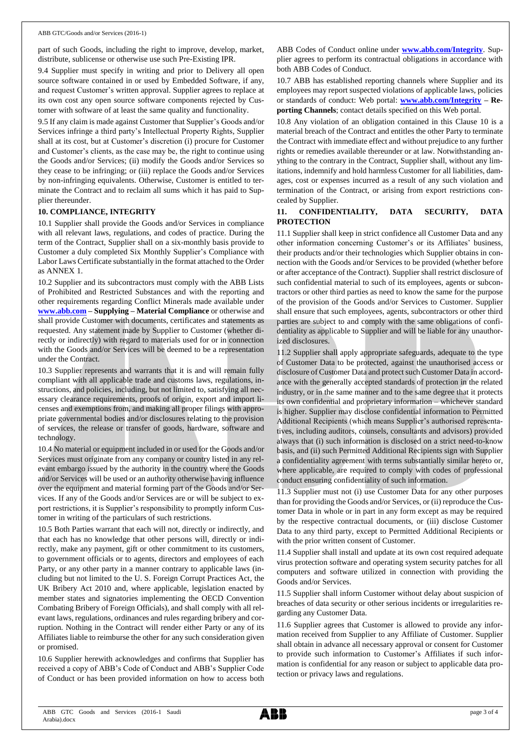part of such Goods, including the right to improve, develop, market, distribute, sublicense or otherwise use such Pre-Existing IPR.

9.4 Supplier must specify in writing and prior to Delivery all open source software contained in or used by Embedded Software, if any, and request Customer's written approval. Supplier agrees to replace at its own cost any open source software components rejected by Customer with software of at least the same quality and functionality.

9.5 If any claim is made against Customer that Supplier's Goods and/or Services infringe a third party's Intellectual Property Rights, Supplier shall at its cost, but at Customer's discretion (i) procure for Customer and Customer's clients, as the case may be, the right to continue using the Goods and/or Services; (ii) modify the Goods and/or Services so they cease to be infringing; or (iii) replace the Goods and/or Services by non-infringing equivalents. Otherwise, Customer is entitled to terminate the Contract and to reclaim all sums which it has paid to Supplier thereunder.

## 10. COMPLIANCE, INTEGRITY

10.1 Supplier shall provide the Goods and/or Services in compliance with all relevant laws, regulations, and codes of practice. During the term of the Contract, Supplier shall on a six-monthly basis provide to Customer a duly completed Six Monthly Supplier's Compliance with Labor Laws Certificate substantially in the format attached to the Order as ANNEX 1.

10.2 Supplier and its subcontractors must comply with the ABB Lists of Prohibited and Restricted Substances and with the reporting and other requirements regarding Conflict Minerals made available under **www.abb.com – Supplying – Material Compliance** or otherwise and shall provide Customer with documents, certificates and statements as requested. Any statement made by Supplier to Customer (whether directly or indirectly) with regard to materials used for or in connection with the Goods and/or Services will be deemed to be a representation under the Contract.

10.3 Supplier represents and warrants that it is and will remain fully compliant with all applicable trade and customs laws, regulations, instructions, and policies, including, but not limited to, satisfying all necessary clearance requirements, proofs of origin, export and import licenses and exemptions from, and making all proper filings with appropriate governmental bodies and/or disclosures relating to the provision of services, the release or transfer of goods, hardware, software and technology.

10.4 No material or equipment included in or used for the Goods and/or Services must originate from any company or country listed in any relevant embargo issued by the authority in the country where the Goods and/or Services will be used or an authority otherwise having influence over the equipment and material forming part of the Goods and/or Services. If any of the Goods and/or Services are or will be subject to export restrictions, it is Supplier's responsibility to promptly inform Customer in writing of the particulars of such restrictions.

10.5 Both Parties warrant that each will not, directly or indirectly, and that each has no knowledge that other persons will, directly or indirectly, make any payment, gift or other commitment to its customers, to government officials or to agents, directors and employees of each Party, or any other party in a manner contrary to applicable laws (including but not limited to the U. S. Foreign Corrupt Practices Act, the UK Bribery Act 2010 and, where applicable, legislation enacted by member states and signatories implementing the OECD Convention Combating Bribery of Foreign Officials), and shall comply with all relevant laws, regulations, ordinances and rules regarding bribery and corruption. Nothing in the Contract will render either Party or any of its Affiliates liable to reimburse the other for any such consideration given or promised.

10.6 Supplier herewith acknowledges and confirms that Supplier has received a copy of ABB's Code of Conduct and ABB's Supplier Code of Conduct or has been provided information on how to access both ABB Codes of Conduct online under **www.abb.com/Integrity**. Supplier agrees to perform its contractual obligations in accordance with both ABB Codes of Conduct.

10.7 ABB has established reporting channels where Supplier and its employees may report suspected violations of applicable laws, policies or standards of conduct: Web portal: **www.abb.com/Integrity – Reporting Channels**; contact details specified on this Web portal.

10.8 Any violation of an obligation contained in this Clause 10 is a material breach of the Contract and entitles the other Party to terminate the Contract with immediate effect and without prejudice to any further rights or remedies available thereunder or at law. Notwithstanding anything to the contrary in the Contract, Supplier shall, without any limitations, indemnify and hold harmless Customer for all liabilities, damages, cost or expenses incurred as a result of any such violation and termination of the Contract, or arising from export restrictions concealed by Supplier.

## 11. CONFIDENTIALITY, DATA SECURITY, DATA PROTECTION

11.1 Supplier shall keep in strict confidence all Customer Data and any other information concerning Customer's or its Affiliates' business, their products and/or their technologies which Supplier obtains in connection with the Goods and/or Services to be provided (whether before or after acceptance of the Contract). Supplier shall restrict disclosure of such confidential material to such of its employees, agents or subcontractors or other third parties as need to know the same for the purpose of the provision of the Goods and/or Services to Customer. Supplier shall ensure that such employees, agents, subcontractors or other third parties are subject to and comply with the same obligations of confidentiality as applicable to Supplier and will be liable for any unauthorized disclosures.

11.2 Supplier shall apply appropriate safeguards, adequate to the type of Customer Data to be protected, against the unauthorised access or disclosure of Customer Data and protect such Customer Data in accordance with the generally accepted standards of protection in the related industry, or in the same manner and to the same degree that it protects its own confidential and proprietary information – whichever standard is higher. Supplier may disclose confidential information to Permitted Additional Recipients (which means Supplier's authorised representatives, including auditors, counsels, consultants and advisors) provided always that (i) such information is disclosed on a strict need-to-know basis, and (ii) such Permitted Additional Recipients sign with Supplier a confidentiality agreement with terms substantially similar hereto or, where applicable, are required to comply with codes of professional conduct ensuring confidentiality of such information.

11.3 Supplier must not (i) use Customer Data for any other purposes than for providing the Goods and/or Services, or (ii) reproduce the Customer Data in whole or in part in any form except as may be required by the respective contractual documents, or (iii) disclose Customer Data to any third party, except to Permitted Additional Recipients or with the prior written consent of Customer.

11.4 Supplier shall install and update at its own cost required adequate virus protection software and operating system security patches for all computers and software utilized in connection with providing the Goods and/or Services.

11.5 Supplier shall inform Customer without delay about suspicion of breaches of data security or other serious incidents or irregularities regarding any Customer Data.

11.6 Supplier agrees that Customer is allowed to provide any information received from Supplier to any Affiliate of Customer. Supplier shall obtain in advance all necessary approval or consent for Customer to provide such information to Customer's Affiliates if such information is confidential for any reason or subject to applicable data protection or privacy laws and regulations.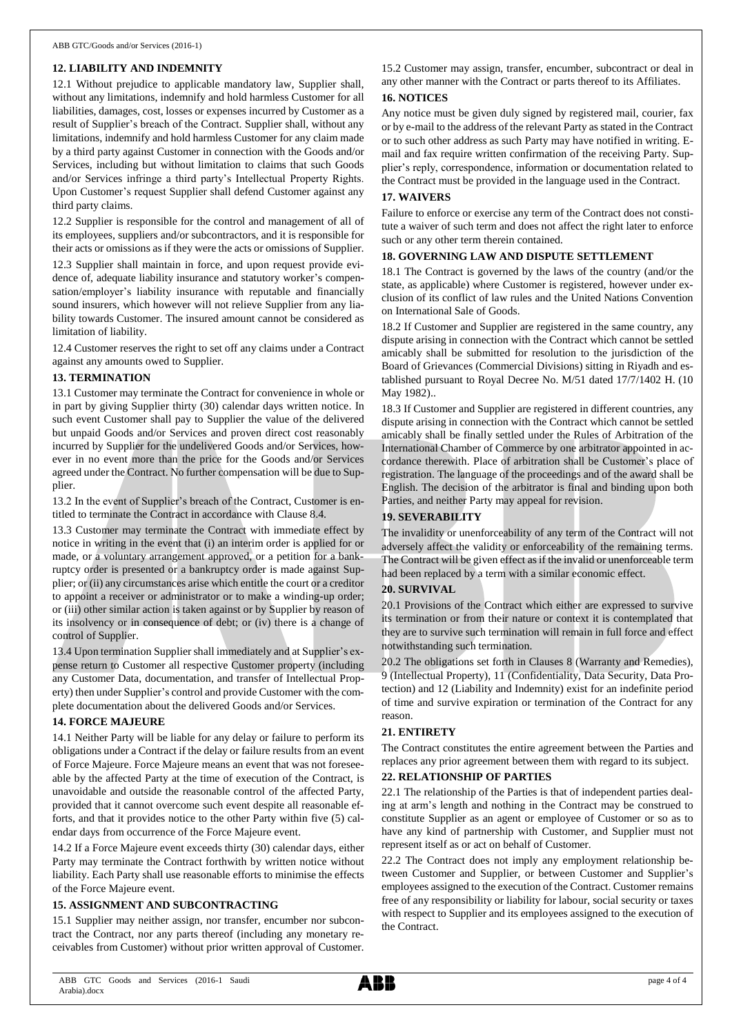## 12. LIABILITY AND INDEMNITY

12.1 Without prejudice to applicable mandatory law, Supplier shall, without any limitations, indemnify and hold harmless Customer for all liabilities, damages, cost, losses or expenses incurred by Customer as a result of Supplier's breach of the Contract. Supplier shall, without any limitations, indemnify and hold harmless Customer for any claim made by a third party against Customer in connection with the Goods and/or Services, including but without limitation to claims that such Goods and/or Services infringe a third party's Intellectual Property Rights. Upon Customer's request Supplier shall defend Customer against any third party claims.

12.2 Supplier is responsible for the control and management of all of its employees, suppliers and/or subcontractors, and it is responsible for their acts or omissions as if they were the acts or omissions of Supplier.

12.3 Supplier shall maintain in force, and upon request provide evidence of, adequate liability insurance and statutory worker's compensation/employer's liability insurance with reputable and financially sound insurers, which however will not relieve Supplier from any liability towards Customer. The insured amount cannot be considered as limitation of liability.

12.4 Customer reserves the right to set off any claims under a Contract against any amounts owed to Supplier.

## 13. TERMINATION

13.1 Customer may terminate the Contract for convenience in whole or in part by giving Supplier thirty (30) calendar days written notice. In such event Customer shall pay to Supplier the value of the delivered but unpaid Goods and/or Services and proven direct cost reasonably incurred by Supplier for the undelivered Goods and/or Services, however in no event more than the price for the Goods and/or Services agreed under the Contract. No further compensation will be due to Supplier.

13.2 In the event of Supplier's breach of the Contract, Customer is entitled to terminate the Contract in accordance with Clause 8.4.

13.3 Customer may terminate the Contract with immediate effect by notice in writing in the event that (i) an interim order is applied for or made, or a voluntary arrangement approved, or a petition for a bankruptcy order is presented or a bankruptcy order is made against Supplier; or (ii) any circumstances arise which entitle the court or a creditor to appoint a receiver or administrator or to make a winding-up order; or (iii) other similar action is taken against or by Supplier by reason of its insolvency or in consequence of debt; or (iv) there is a change of control of Supplier.

13.4 Upon termination Supplier shall immediately and at Supplier's expense return to Customer all respective Customer property (including any Customer Data, documentation, and transfer of Intellectual Property) then under Supplier's control and provide Customer with the complete documentation about the delivered Goods and/or Services.

## 14. FORCE MAJEURE

14.1 Neither Party will be liable for any delay or failure to perform its obligations under a Contract if the delay or failure results from an event of Force Majeure. Force Majeure means an event that was not foreseeable by the affected Party at the time of execution of the Contract, is unavoidable and outside the reasonable control of the affected Party, provided that it cannot overcome such event despite all reasonable efforts, and that it provides notice to the other Party within five (5) calendar days from occurrence of the Force Majeure event.

14.2 If a Force Majeure event exceeds thirty (30) calendar days, either Party may terminate the Contract forthwith by written notice without liability. Each Party shall use reasonable efforts to minimise the effects of the Force Majeure event.

## 15. ASSIGNMENT AND SUBCONTRACTING

15.1 Supplier may neither assign, nor transfer, encumber nor subcontract the Contract, nor any parts thereof (including any monetary receivables from Customer) without prior written approval of Customer.

15.2 Customer may assign, transfer, encumber, subcontract or deal in any other manner with the Contract or parts thereof to its Affiliates.

## 16. NOTICES

Any notice must be given duly signed by registered mail, courier, fax or by e-mail to the address of the relevant Party as stated in the Contract or to such other address as such Party may have notified in writing. E-mail and fax require written confirmation of the receiving Party. Supplier's reply, correspondence, information or documentation related to the Contract must be provided in the language used in the Contract.

## 17. WAIVERS

Failure to enforce or exercise any term of the Contract does not constitute a waiver of such term and does not affect the right later to enforce such or any other term therein contained.

## 18. GOVERNING LAW AND DISPUTE SETTLEMENT

18.1 The Contract is governed by the laws of the country (and/or the state, as applicable) where Customer is registered, however under exclusion of its conflict of law rules and the United Nations Convention on International Sale of Goods.

18.2 If Customer and Supplier are registered in the same country, any dispute arising in connection with the Contract which cannot be settled amicably shall be submitted for resolution to the jurisdiction of the Board of Grievances (Commercial Divisions) sitting in Riyadh and established pursuant to Royal Decree No. M/51 dated 17/7/1402 H. (10 May 1982)..

18.3 If Customer and Supplier are registered in different countries, any dispute arising in connection with the Contract which cannot be settled amicably shall be finally settled under the Rules of Arbitration of the International Chamber of Commerce by one arbitrator appointed in accordance therewith. Place of arbitration shall be Customer's place of registration. The language of the proceedings and of the award shall be English. The decision of the arbitrator is final and binding upon both Parties, and neither Party may appeal for revision.

## 19. SEVERABILITY

The invalidity or unenforceability of any term of the Contract will not adversely affect the validity or enforceability of the remaining terms. The Contract will be given effect as if the invalid or unenforceable term had been replaced by a term with a similar economic effect.

## 20. SURVIVAL

20.1 Provisions of the Contract which either are expressed to survive its termination or from their nature or context it is contemplated that they are to survive such termination will remain in full force and effect notwithstanding such termination.

20.2 The obligations set forth in Clauses 8 (Warranty and Remedies), 9 (Intellectual Property), 11 (Confidentiality, Data Security, Data Protection) and 12 (Liability and Indemnity) exist for an indefinite period of time and survive expiration or termination of the Contract for any reason.

## 21. ENTIRETY

The Contract constitutes the entire agreement between the Parties and replaces any prior agreement between them with regard to its subject.

## 22. RELATIONSHIP OF PARTIES

22.1 The relationship of the Parties is that of independent parties dealing at arm's length and nothing in the Contract may be construed to constitute Supplier as an agent or employee of Customer or so as to have any kind of partnership with Customer, and Supplier must not represent itself as or act on behalf of Customer.

22.2 The Contract does not imply any employment relationship between Customer and Supplier, or between Customer and Supplier's employees assigned to the execution of the Contract. Customer remains free of any responsibility or liability for labour, social security or taxes with respect to Supplier and its employees assigned to the execution of the Contract.